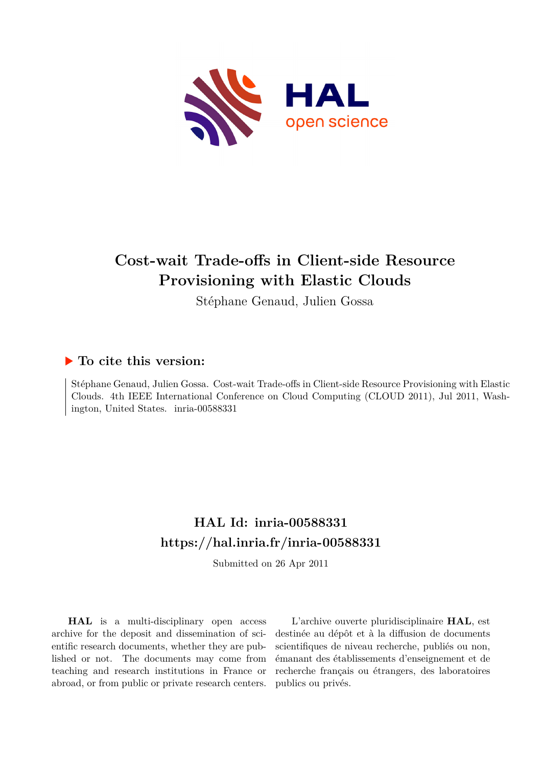# Cost-wait Trade-offs in Client-side Resource Provisioning with Elastic Clouds

Stéphane Genaud, Julien Gossa

## ▶ To cite this version:

Stéphane Genaud, Julien Gossa. Cost-wait Trade-offs in Client-side Resource Provisioning with Elastic Clouds. 4th IEEE International Conference on Cloud Computing (CLOUD 2011), Jul 2011, Washington, United States. inria-00588331

## HAL Id: inria-00588331
## https://hal.inria.fr/inria-00588331

Submitted on 26 Apr 2011

**HAL** is a multi-disciplinary open access archive for the deposit and dissemination of scientific research documents, whether they are published or not. The documents may come from teaching and research institutions in France or abroad, or from public or private research centers.

L'archive ouverte pluridisciplinaire **HAL**, est destinée au dépôt et à la diffusion de documents scientifiques de niveau recherche, publiés ou non, émanant des établissements d'enseignement et de recherche français ou étrangers, des laboratoires publics ou privés.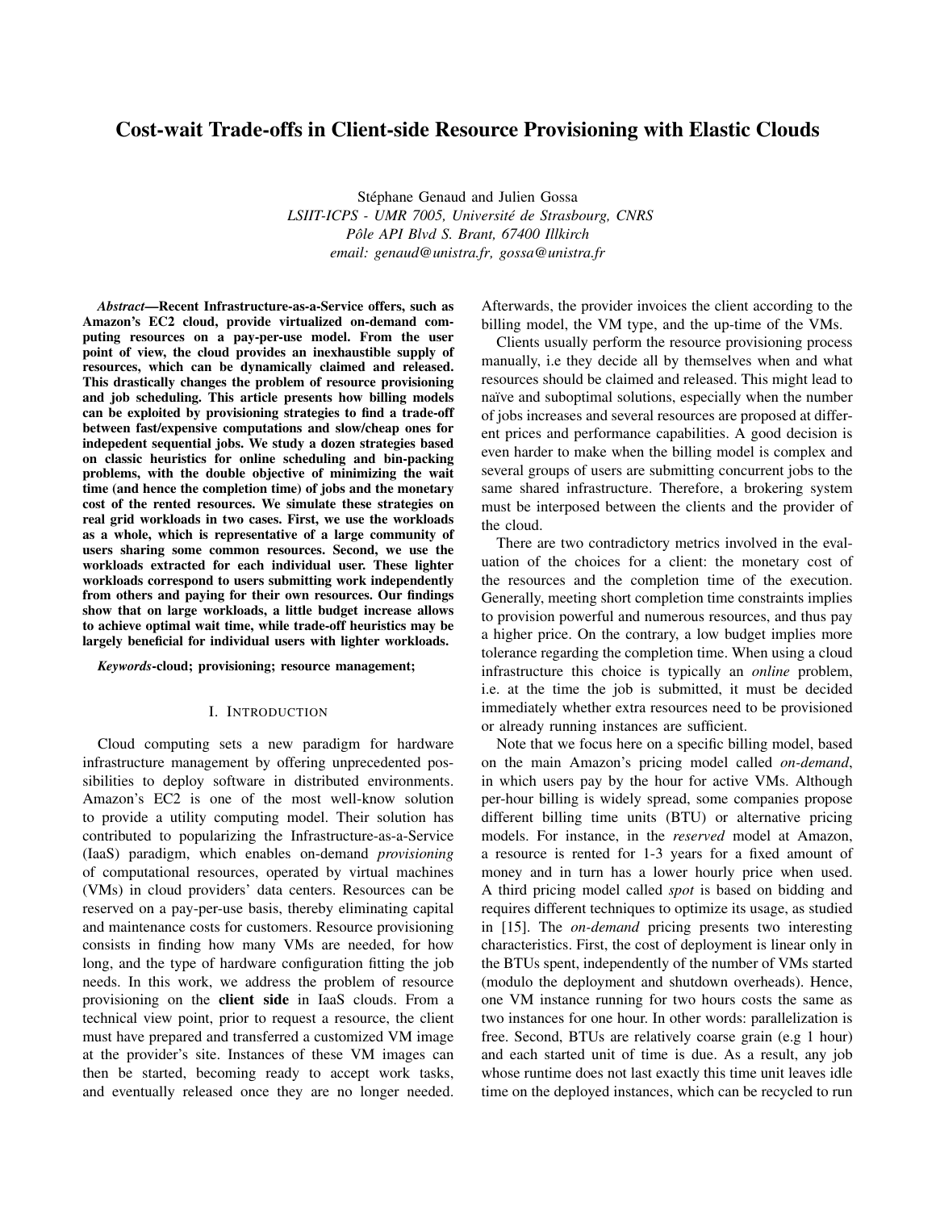# Cost-wait Trade-offs in Client-side Resource Provisioning with Elastic Clouds

Stéphane Genaud and Julien Gossa
*LSIIT-ICPS - UMR 7005, Université de Strasbourg, CNRS*
*Pôle API Blvd S. Brant, 67400 Illkirch*
*email: genaud@unistra.fr, gossa@unistra.fr*

***Abstract*—Recent Infrastructure-as-a-Service offers, such as Amazon's EC2 cloud, provide virtualized on-demand computing resources on a pay-per-use model. From the user point of view, the cloud provides an inexhaustible supply of resources, which can be dynamically claimed and released. This drastically changes the problem of resource provisioning and job scheduling. This article presents how billing models can be exploited by provisioning strategies to find a trade-off between fast/expensive computations and slow/cheap ones for indepedent sequential jobs. We study a dozen strategies based on classic heuristics for online scheduling and bin-packing problems, with the double objective of minimizing the wait time (and hence the completion time) of jobs and the monetary cost of the rented resources. We simulate these strategies on real grid workloads in two cases. First, we use the workloads as a whole, which is representative of a large community of users sharing some common resources. Second, we use the workloads extracted for each individual user. These lighter workloads correspond to users submitting work independently from others and paying for their own resources. Our findings show that on large workloads, a little budget increase allows to achieve optimal wait time, while trade-off heuristics may be largely beneficial for individual users with lighter workloads.**

***Keywords*-cloud; provisioning; resource management;**

## I. Introduction

Cloud computing sets a new paradigm for hardware infrastructure management by offering unprecedented possibilities to deploy software in distributed environments. Amazon's EC2 is one of the most well-know solution to provide a utility computing model. Their solution has contributed to popularizing the Infrastructure-as-a-Service (IaaS) paradigm, which enables on-demand *provisioning* of computational resources, operated by virtual machines (VMs) in cloud providers' data centers. Resources can be reserved on a pay-per-use basis, thereby eliminating capital and maintenance costs for customers. Resource provisioning consists in finding how many VMs are needed, for how long, and the type of hardware configuration fitting the job needs. In this work, we address the problem of resource provisioning on the **client side** in IaaS clouds. From a technical view point, prior to request a resource, the client must have prepared and transferred a customized VM image at the provider's site. Instances of these VM images can then be started, becoming ready to accept work tasks, and eventually released once they are no longer needed. Afterwards, the provider invoices the client according to the billing model, the VM type, and the up-time of the VMs.

Clients usually perform the resource provisioning process manually, i.e they decide all by themselves when and what resources should be claimed and released. This might lead to naïve and suboptimal solutions, especially when the number of jobs increases and several resources are proposed at different prices and performance capabilities. A good decision is even harder to make when the billing model is complex and several groups of users are submitting concurrent jobs to the same shared infrastructure. Therefore, a brokering system must be interposed between the clients and the provider of the cloud.

There are two contradictory metrics involved in the evaluation of the choices for a client: the monetary cost of the resources and the completion time of the execution. Generally, meeting short completion time constraints implies to provision powerful and numerous resources, and thus pay a higher price. On the contrary, a low budget implies more tolerance regarding the completion time. When using a cloud infrastructure this choice is typically an *online* problem, i.e. at the time the job is submitted, it must be decided immediately whether extra resources need to be provisioned or already running instances are sufficient.

Note that we focus here on a specific billing model, based on the main Amazon's pricing model called *on-demand*, in which users pay by the hour for active VMs. Although per-hour billing is widely spread, some companies propose different billing time units (BTU) or alternative pricing models. For instance, in the *reserved* model at Amazon, a resource is rented for 1-3 years for a fixed amount of money and in turn has a lower hourly price when used. A third pricing model called *spot* is based on bidding and requires different techniques to optimize its usage, as studied in [15]. The *on-demand* pricing presents two interesting characteristics. First, the cost of deployment is linear only in the BTUs spent, independently of the number of VMs started (modulo the deployment and shutdown overheads). Hence, one VM instance running for two hours costs the same as two instances for one hour. In other words: parallelization is free. Second, BTUs are relatively coarse grain (e.g 1 hour) and each started unit of time is due. As a result, any job whose runtime does not last exactly this time unit leaves idle time on the deployed instances, which can be recycled to run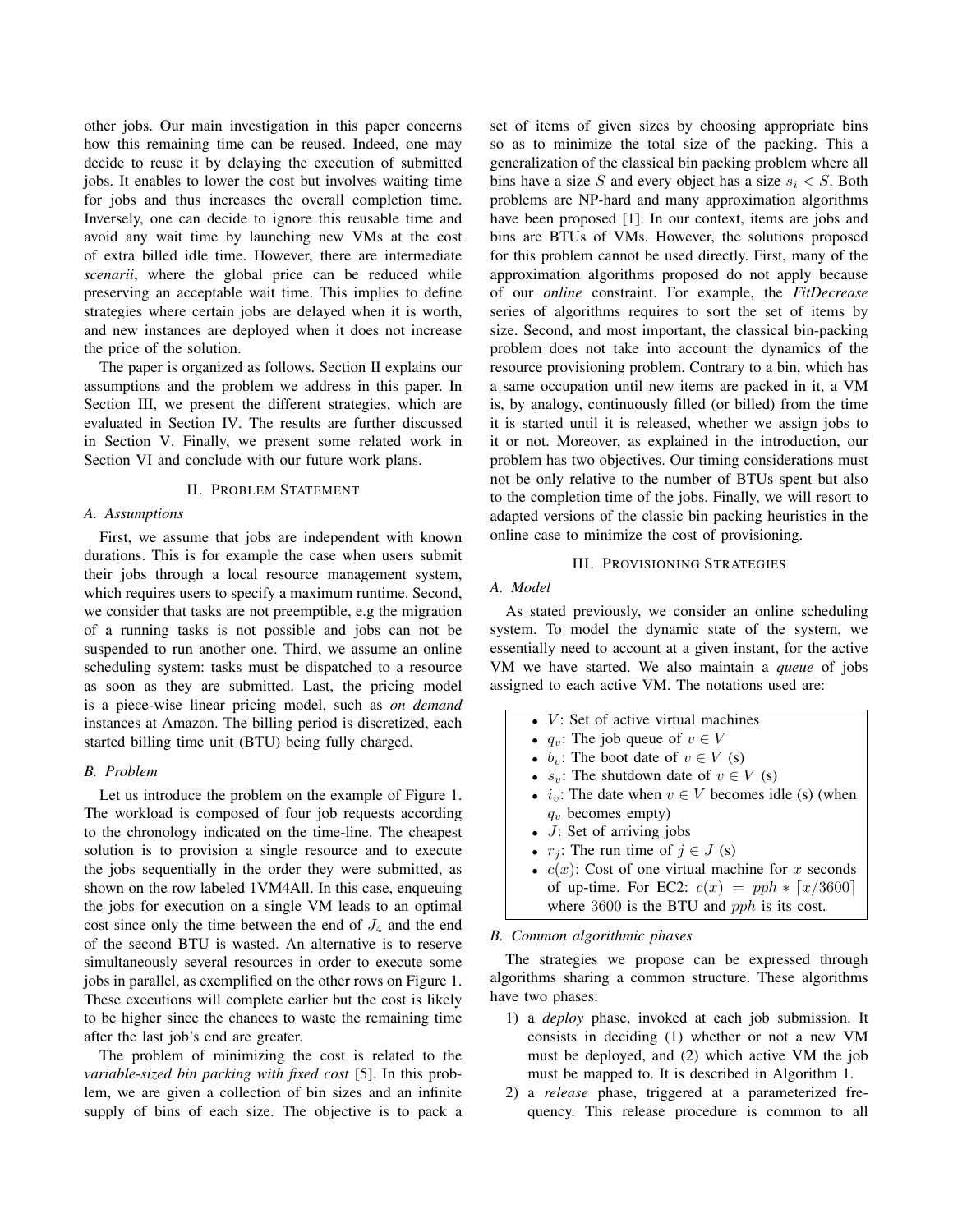other jobs. Our main investigation in this paper concerns how this remaining time can be reused. Indeed, one may decide to reuse it by delaying the execution of submitted jobs. It enables to lower the cost but involves waiting time for jobs and thus increases the overall completion time. Inversely, one can decide to ignore this reusable time and avoid any wait time by launching new VMs at the cost of extra billed idle time. However, there are intermediate *scenarii*, where the global price can be reduced while preserving an acceptable wait time. This implies to define strategies where certain jobs are delayed when it is worth, and new instances are deployed when it does not increase the price of the solution.

The paper is organized as follows. Section II explains our assumptions and the problem we address in this paper. In Section III, we present the different strategies, which are evaluated in Section IV. The results are further discussed in Section V. Finally, we present some related work in Section VI and conclude with our future work plans.

## II. Problem Statement

### A. Assumptions

First, we assume that jobs are independent with known durations. This is for example the case when users submit their jobs through a local resource management system, which requires users to specify a maximum runtime. Second, we consider that tasks are not preemptible, e.g the migration of a running tasks is not possible and jobs can not be suspended to run another one. Third, we assume an online scheduling system: tasks must be dispatched to a resource as soon as they are submitted. Last, the pricing model is a piece-wise linear pricing model, such as *on demand* instances at Amazon. The billing period is discretized, each started billing time unit (BTU) being fully charged.

### B. Problem

Let us introduce the problem on the example of Figure 1. The workload is composed of four job requests according to the chronology indicated on the time-line. The cheapest solution is to provision a single resource and to execute the jobs sequentially in the order they were submitted, as shown on the row labeled 1VM4All. In this case, enqueuing the jobs for execution on a single VM leads to an optimal cost since only the time between the end of $J_4$ and the end of the second BTU is wasted. An alternative is to reserve simultaneously several resources in order to execute some jobs in parallel, as exemplified on the other rows on Figure 1. These executions will complete earlier but the cost is likely to be higher since the chances to waste the remaining time after the last job's end are greater.

The problem of minimizing the cost is related to the *variable-sized bin packing with fixed cost* [5]. In this problem, we are given a collection of bin sizes and an infinite supply of bins of each size. The objective is to pack a set of items of given sizes by choosing appropriate bins so as to minimize the total size of the packing. This a generalization of the classical bin packing problem where all bins have a size $S$ and every object has a size $s_i < S$. Both problems are NP-hard and many approximation algorithms have been proposed [1]. In our context, items are jobs and bins are BTUs of VMs. However, the solutions proposed for this problem cannot be used directly. First, many of the approximation algorithms proposed do not apply because of our *online* constraint. For example, the *FitDecrease* series of algorithms requires to sort the set of items by size. Second, and most important, the classical bin-packing problem does not take into account the dynamics of the resource provisioning problem. Contrary to a bin, which has a same occupation until new items are packed in it, a VM is, by analogy, continuously filled (or billed) from the time it is started until it is released, whether we assign jobs to it or not. Moreover, as explained in the introduction, our problem has two objectives. Our timing considerations must not be only relative to the number of BTUs spent but also to the completion time of the jobs. Finally, we will resort to adapted versions of the classic bin packing heuristics in the online case to minimize the cost of provisioning.

## III. Provisioning Strategies

### A. Model

As stated previously, we consider an online scheduling system. To model the dynamic state of the system, we essentially need to account at a given instant, for the active VM we have started. We also maintain a *queue* of jobs assigned to each active VM. The notations used are:

- $V$: Set of active virtual machines
- $q_v$: The job queue of $v \in V$
- $b_v$: The boot date of $v \in V$ (s)
- $s_v$: The shutdown date of $v \in V$ (s)
- $i_v$: The date when $v \in V$ becomes idle (s) (when $q_v$ becomes empty)
- $J$: Set of arriving jobs
- $r_j$: The run time of $j \in J$ (s)
- $c(x)$: Cost of one virtual machine for $x$ seconds of up-time. For EC2: $c(x) = pph * \lceil x/3600 \rceil$ where 3600 is the BTU and $pph$ is its cost.

### B. Common algorithmic phases

The strategies we propose can be expressed through algorithms sharing a common structure. These algorithms have two phases:

1) a *deploy* phase, invoked at each job submission. It consists in deciding (1) whether or not a new VM must be deployed, and (2) which active VM the job must be mapped to. It is described in Algorithm 1.
2) a *release* phase, triggered at a parameterized frequency. This release procedure is common to all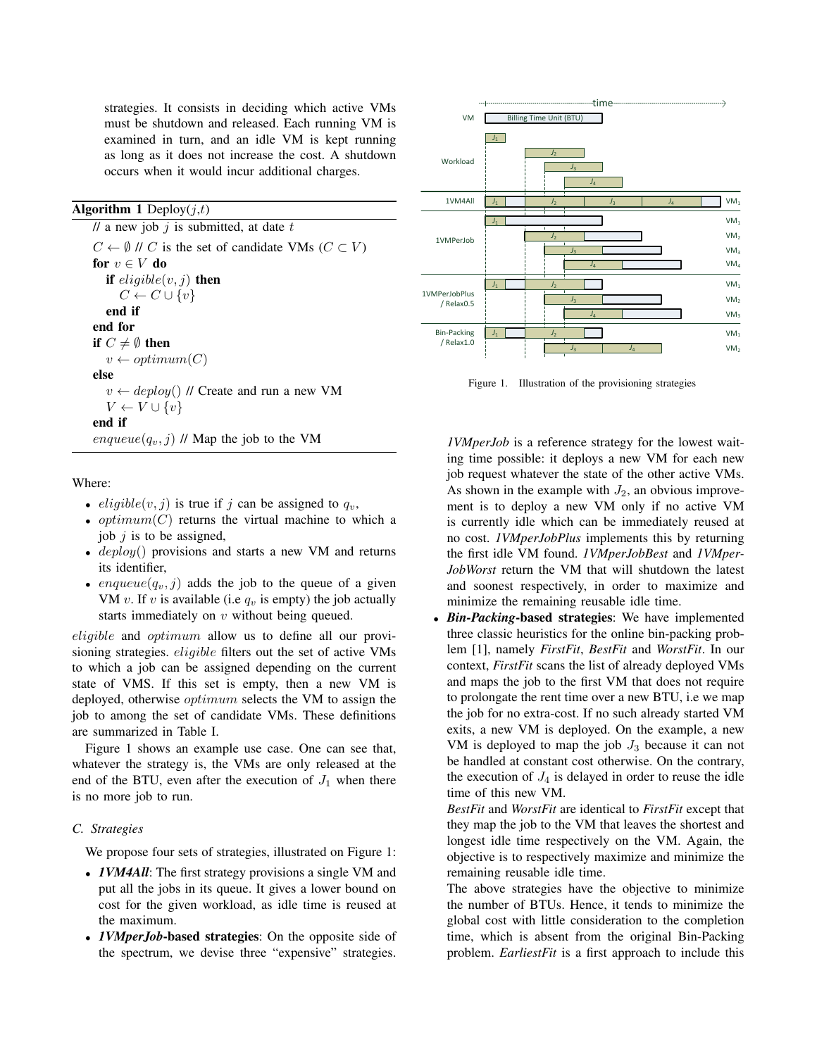strategies. It consists in deciding which active VMs must be shutdown and released. Each running VM is examined in turn, and an idle VM is kept running as long as it does not increase the cost. A shutdown occurs when it would incur additional charges.

**Algorithm 1** Deploy($j$,$t$)

```
// a new job j is submitted, at date t
C ← ∅ // C is the set of candidate VMs (C ⊂ V)
for v ∈ V do
  if eligible(v, j) then
    C ← C ∪ {v}
  end if
end for
if C ≠ ∅ then
  v ← optimum(C)
else
  v ← deploy() // Create and run a new VM
  V ← V ∪ {v}
end if
enqueue(q_v, j) // Map the job to the VM
```

Where:

- $eligible(v, j)$ is true if $j$ can be assigned to $q_v$,
- $optimum(C)$ returns the virtual machine to which a job $j$ is to be assigned,
- $deploy()$ provisions and starts a new VM and returns its identifier,
- $enqueue(q_v, j)$ adds the job to the queue of a given VM $v$. If $v$ is available (i.e $q_v$ is empty) the job actually starts immediately on $v$ without being queued.

$eligible$ and $optimum$ allow us to define all our provisioning strategies. $eligible$ filters out the set of active VMs to which a job can be assigned depending on the current state of VMS. If this set is empty, then a new VM is deployed, otherwise $optimum$ selects the VM to assign the job to among the set of candidate VMs. These definitions are summarized in Table I.

Figure 1 shows an example use case. One can see that, whatever the strategy is, the VMs are only released at the end of the BTU, even after the execution of $J_1$ when there is no more job to run.

### C. Strategies

We propose four sets of strategies, illustrated on Figure 1:

- ***1VM4All***: The first strategy provisions a single VM and put all the jobs in its queue. It gives a lower bound on cost for the given workload, as idle time is reused at the maximum.
- ***1VMperJob*-based strategies**: On the opposite side of the spectrum, we devise three "expensive" strategies. *1VMperJob* is a reference strategy for the lowest waiting time possible: it deploys a new VM for each new job request whatever the state of the other active VMs. As shown in the example with $J_2$, an obvious improvement is to deploy a new VM only if no active VM is currently idle which can be immediately reused at no cost. *1VMperJobPlus* implements this by returning the first idle VM found. *1VMperJobBest* and *1VMperJobWorst* return the VM that will shutdown the latest and soonest respectively, in order to maximize and minimize the remaining reusable idle time.

Figure 1. Illustration of the provisioning strategies

- ***Bin-Packing*-based strategies**: We have implemented three classic heuristics for the online bin-packing problem [1], namely *FirstFit*, *BestFit* and *WorstFit*. In our context, *FirstFit* scans the list of already deployed VMs and maps the job to the first VM that does not require to prolongate the rent time over a new BTU, i.e we map the job for no extra-cost. If no such already started VM exits, a new VM is deployed. On the example, a new VM is deployed to map the job $J_3$ because it can not be handled at constant cost otherwise. On the contrary, the execution of $J_4$ is delayed in order to reuse the idle time of this new VM.
  *BestFit* and *WorstFit* are identical to *FirstFit* except that they map the job to the VM that leaves the shortest and longest idle time respectively on the VM. Again, the objective is to respectively maximize and minimize the remaining reusable idle time.
  The above strategies have the objective to minimize the number of BTUs. Hence, it tends to minimize the global cost with little consideration to the completion time, which is absent from the original Bin-Packing problem. *EarliestFit* is a first approach to include this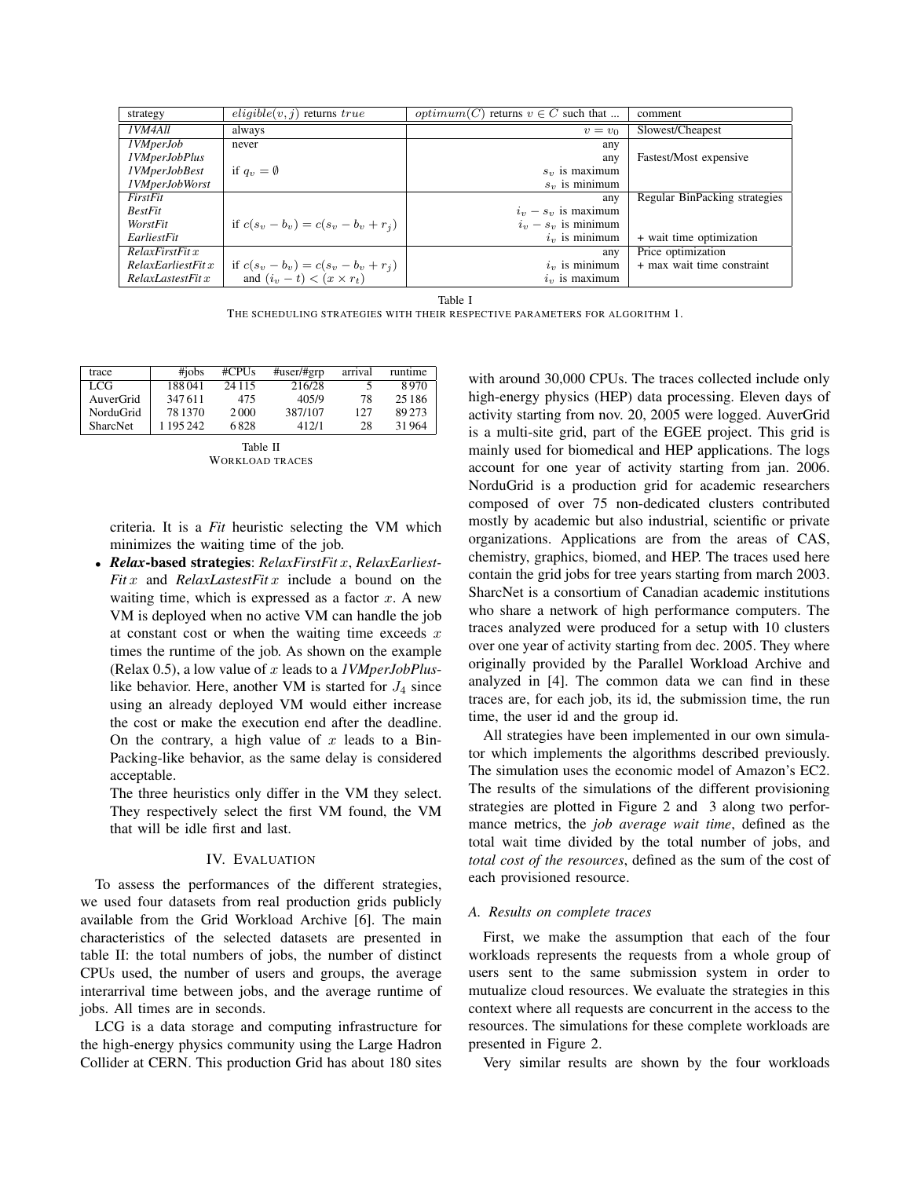| strategy | $eligible(v, j)$ returns $true$ | $optimum(C)$ returns $v \in C$ such that ... | comment |
| --- | --- | --- | --- |
| *1VM4All* | always | $v = v_0$ | Slowest/Cheapest |
| *1VMperJob* | never | any | |
| *1VMperJobPlus* | | any | Fastest/Most expensive |
| *1VMperJobBest* | if $q_v = \emptyset$ | $s_v$ maximum | |
| *1VMperJobWorst* | | $s_v$ is minimum | |
| *FirstFit* | | any | Regular BinPacking strategies |
| *BestFit* | | $i_v - s_v$ is maximum | |
| *WorstFit* | if $c(s_v - b_v) = c(s_v - b_v + r_j)$ | $i_v - s_v$ is minimum | |
| *EarliestFit* | | $i_v$ is minimum | + wait time optimization |
| *RelaxFirstFit x* | | any | Price optimization |
| *RelaxEarliestFit x* | if $c(s_v - b_v) = c(s_v - b_v + r_j)$ | $i_v$ is minimum | + max wait time constraint |
| *RelaxLastestFit x* | and $(i_v - t) < (x \times r_t)$ | $i_v$ is maximum | |

Table I

THE SCHEDULING STRATEGIES WITH THEIR RESPECTIVE PARAMETERS FOR ALGORITHM 1.

| trace | #jobs | #CPUs | #user/#grp | arrival | runtime |
| --- | --- | --- | --- | --- | --- |
| LCG | 188 041 | 24 115 | 216/28 | 5 | 8 970 |
| AuverGrid | 347 611 | 475 | 405/9 | 78 | 25 186 |
| NorduGrid | 78 1370 | 2 000 | 387/107 | 127 | 89 273 |
| SharcNet | 1 195 242 | 6 828 | 412/1 | 28 | 31 964 |

Table II

WORKLOAD TRACES

criteria. It is a *Fit* heuristic selecting the VM which minimizes the waiting time of the job.

- ***Relax*-based strategies**: *RelaxFirstFit x*, *RelaxEarliestFit x* and *RelaxLastestFit x* include a bound on the waiting time, which is expressed as a factor $x$. A new VM is deployed when no active VM can handle the job at constant cost or when the waiting time exceeds $x$ times the runtime of the job. As shown on the example (Relax 0.5), a low value of $x$ leads to a *1VMperJobPlus*-like behavior. Here, another VM is started for $J_4$ since using an already deployed VM would either increase the cost or make the execution end after the deadline. On the contrary, a high value of $x$ leads to a BinPacking-like behavior, as the same delay is considered acceptable.

  The three heuristics only differ in the VM they select. They respectively select the first VM found, the VM that will be idle first and last.

## IV. EVALUATION

To assess the performances of the different strategies, we used four datasets from real production grids publicly available from the Grid Workload Archive [6]. The main characteristics of the selected datasets are presented in table II: the total numbers of jobs, the number of distinct CPUs used, the number of users and groups, the average interarrival time between jobs, and the average runtime of jobs. All times are in seconds.

LCG is a data storage and computing infrastructure for the high-energy physics community using the Large Hadron Collider at CERN. This production Grid has about 180 sites with around 30,000 CPUs. The traces collected include only high-energy physics (HEP) data processing. Eleven days of activity starting from nov. 20, 2005 were logged. AuverGrid is a multi-site grid, part of the EGEE project. This grid is mainly used for biomedical and HEP applications. The logs account for one year of activity starting from jan. 2006. NorduGrid is a production grid for academic researchers composed of over 75 non-dedicated clusters contributed mostly by academic but also industrial, scientific or private organizations. Applications are from the areas of CAS, chemistry, graphics, biomed, and HEP. The traces used here contain the grid jobs for tree years starting from march 2003. SharcNet is a consortium of Canadian academic institutions who share a network of high performance computers. The traces analyzed were produced for a setup with 10 clusters over one year of activity starting from dec. 2005. They where originally provided by the Parallel Workload Archive and analyzed in [4]. The common data we can find in these traces are, for each job, its id, the submission time, the run time, the user id and the group id.

All strategies have been implemented in our own simulator which implements the algorithms described previously. The simulation uses the economic model of Amazon's EC2. The results of the simulations of the different provisioning strategies are plotted in Figure 2 and 3 along two performance metrics, the *job average wait time*, defined as the total wait time divided by the total number of jobs, and *total cost of the resources*, defined as the sum of the cost of each provisioned resource.

### A. Results on complete traces

First, we make the assumption that each of the four workloads represents the requests from a whole group of users sent to the same submission system in order to mutualize cloud resources. We evaluate the strategies in this context where all requests are concurrent in the access to the resources. The simulations for these complete workloads are presented in Figure 2.

Very similar results are shown by the four workloads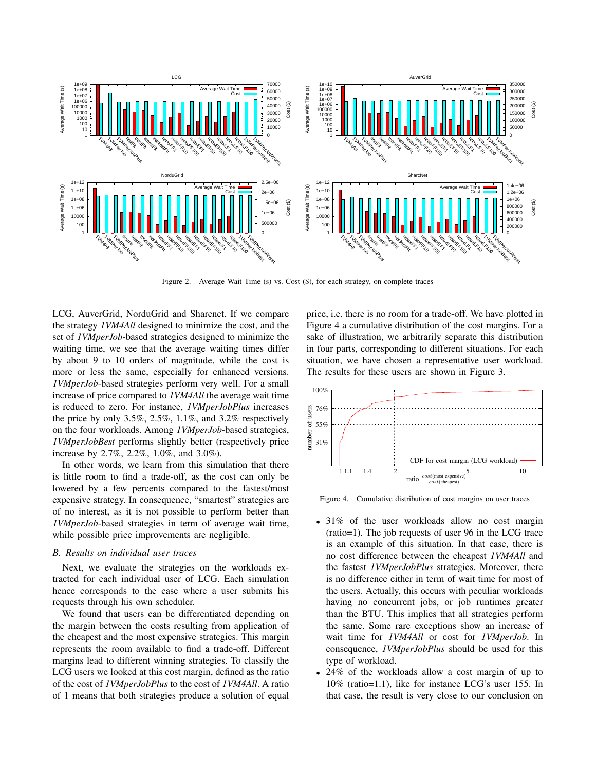Figure 2. Average Wait Time (s) vs. Cost ($), for each strategy, on complete traces

LCG, AuverGrid, NorduGrid and Sharcnet. If we compare the strategy *1VM4All* designed to minimize the cost, and the set of *1VMperJob*-based strategies designed to minimize the waiting time, we see that the average waiting times differ by about 9 to 10 orders of magnitude, while the cost is more or less the same, especially for enhanced versions. *1VMperJob*-based strategies perform very well. For a small increase of price compared to *1VM4All* the average wait time is reduced to zero. For instance, *1VMperJobPlus* increases the price by only 3.5%, 2.5%, 1.1%, and 3.2% respectively on the four workloads. Among *1VMperJob*-based strategies, *1VMperJobBest* performs slightly better (respectively price increase by 2.7%, 2.2%, 1.0%, and 3.0%).

In other words, we learn from this simulation that there is little room to find a trade-off, as the cost can only be lowered by a few percents compared to the fastest/most expensive strategy. In consequence, "smartest" strategies are of no interest, as it is not possible to perform better than *1VMperJob*-based strategies in term of average wait time, while possible price improvements are negligible.

### B. Results on individual user traces

Next, we evaluate the strategies on the workloads extracted for each individual user of LCG. Each simulation hence corresponds to the case where a user submits his requests through his own scheduler.

We found that users can be differentiated depending on the margin between the costs resulting from application of the cheapest and the most expensive strategies. This margin represents the room available to find a trade-off. Different margins lead to different winning strategies. To classify the LCG users we looked at this cost margin, defined as the ratio of the cost of *1VMperJobPlus* to the cost of *1VM4All*. A ratio of 1 means that both strategies produce a solution of equal price, i.e. there is no room for a trade-off. We have plotted in Figure 4 a cumulative distribution of the cost margins. For a sake of illustration, we arbitrarily separate this distribution in four parts, corresponding to different situations. For each situation, we have chosen a representative user workload. The results for these users are shown in Figure 3.

Figure 4. Cumulative distribution of cost margins on user traces

- 31% of the user workloads allow no cost margin (ratio=1). The job requests of user 96 in the LCG trace is an example of this situation. In that case, there is no cost difference between the cheapest *1VM4All* and the fastest *1VMperJobPlus* strategies. Moreover, there is no difference either in term of wait time for most of the users. Actually, this occurs with peculiar workloads having no concurrent jobs, or job runtimes greater than the BTU. This implies that all strategies perform the same. Some rare exceptions show an increase of wait time for *1VM4All* or cost for *1VMperJob*. In consequence, *1VMperJobPlus* should be used for this type of workload.
- 24% of the workloads allow a cost margin of up to 10% (ratio=1.1), like for instance LCG's user 155. In that case, the result is very close to our conclusion on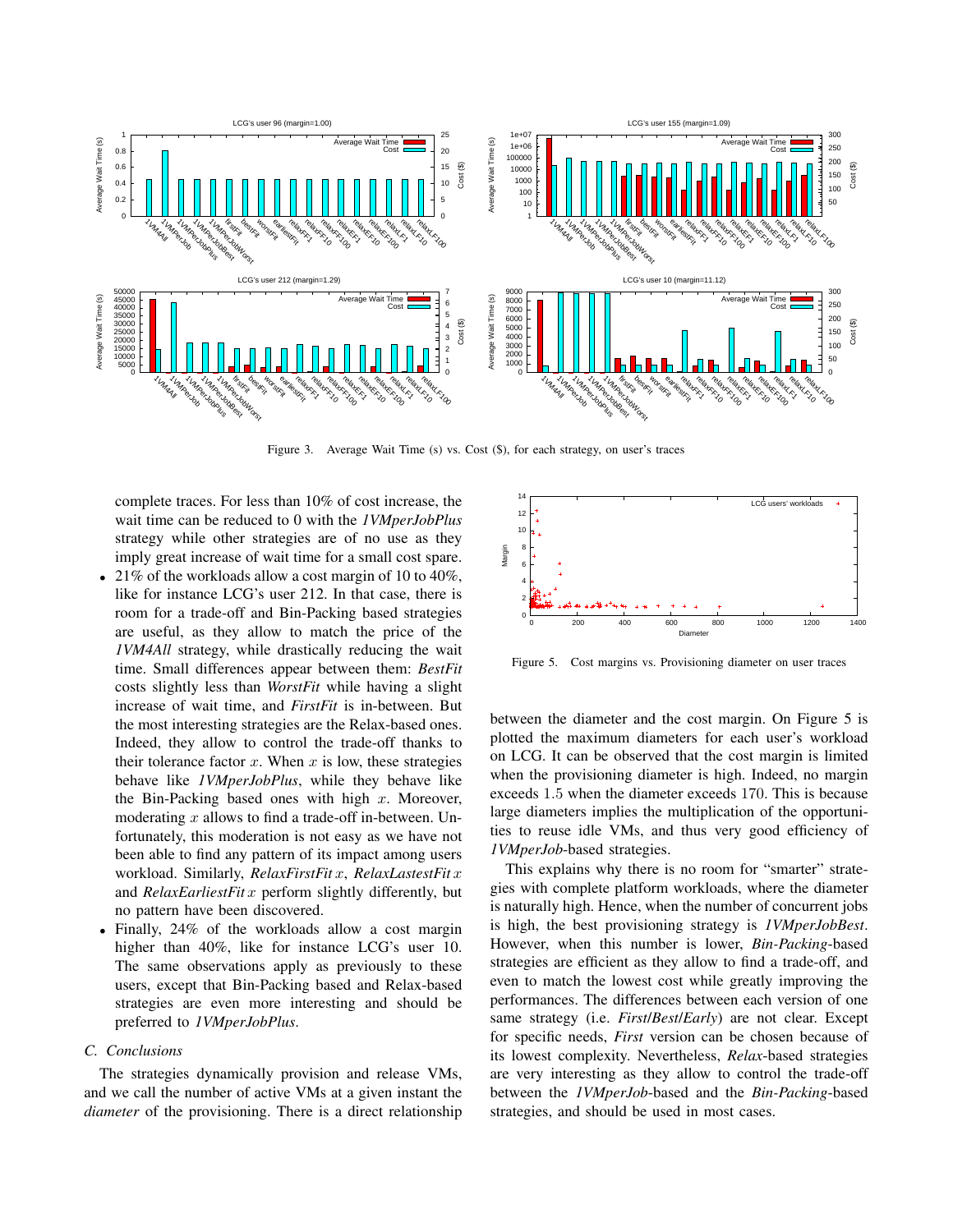Figure 3. Average Wait Time (s) vs. Cost ($), for each strategy, on user's traces

complete traces. For less than 10% of cost increase, the wait time can be reduced to 0 with the *1VMperJobPlus* strategy while other strategies are of no use as they imply great increase of wait time for a small cost spare.

- 21% of the workloads allow a cost margin of 10 to 40%, like for instance LCG's user 212. In that case, there is room for a trade-off and Bin-Packing based strategies are useful, as they allow to match the price of the *1VM4All* strategy, while drastically reducing the wait time. Small differences appear between them: *BestFit* costs slightly less than *WorstFit* while having a slight increase of wait time, and *FirstFit* is in-between. But the most interesting strategies are the Relax-based ones. Indeed, they allow to control the trade-off thanks to their tolerance factor $x$. When $x$ is low, these strategies behave like *1VMperJobPlus*, while they behave like the Bin-Packing based ones with high $x$. Moreover, moderating $x$ allows to find a trade-off in-between. Unfortunately, this moderation is not easy as we have not been able to find any pattern of its impact among users workload. Similarly, *RelaxFirstFit* $x$, *RelaxLastestFit* $x$ and *RelaxEarliestFit* $x$ perform slightly differently, but no pattern have been discovered.
- Finally, 24% of the workloads allow a cost margin higher than 40%, like for instance LCG's user 10. The same observations apply as previously to these users, except that Bin-Packing based and Relax-based strategies are even more interesting and should be preferred to *1VMperJobPlus*.

### C. Conclusions

The strategies dynamically provision and release VMs, and we call the number of active VMs at a given instant the *diameter* of the provisioning. There is a direct relationship between the diameter and the cost margin. On Figure 5 is plotted the maximum diameters for each user's workload on LCG. It can be observed that the cost margin is limited when the provisioning diameter is high. Indeed, no margin exceeds 1.5 when the diameter exceeds 170. This is because large diameters implies the multiplication of the opportunities to reuse idle VMs, and thus very good efficiency of *1VMperJob*-based strategies.

Figure 5. Cost margins vs. Provisioning diameter on user traces

This explains why there is no room for "smarter" strategies with complete platform workloads, where the diameter is naturally high. Hence, when the number of concurrent jobs is high, the best provisioning strategy is *1VMperJobBest*. However, when this number is lower, *Bin-Packing*-based strategies are efficient as they allow to find a trade-off, and even to match the lowest cost while greatly improving the performances. The differences between each version of one same strategy (i.e. *First*/*Best*/*Early*) are not clear. Except for specific needs, *First* version can be chosen because of its lowest complexity. Nevertheless, *Relax*-based strategies are very interesting as they allow to control the trade-off between the *1VMperJob*-based and the *Bin-Packing*-based strategies, and should be used in most cases.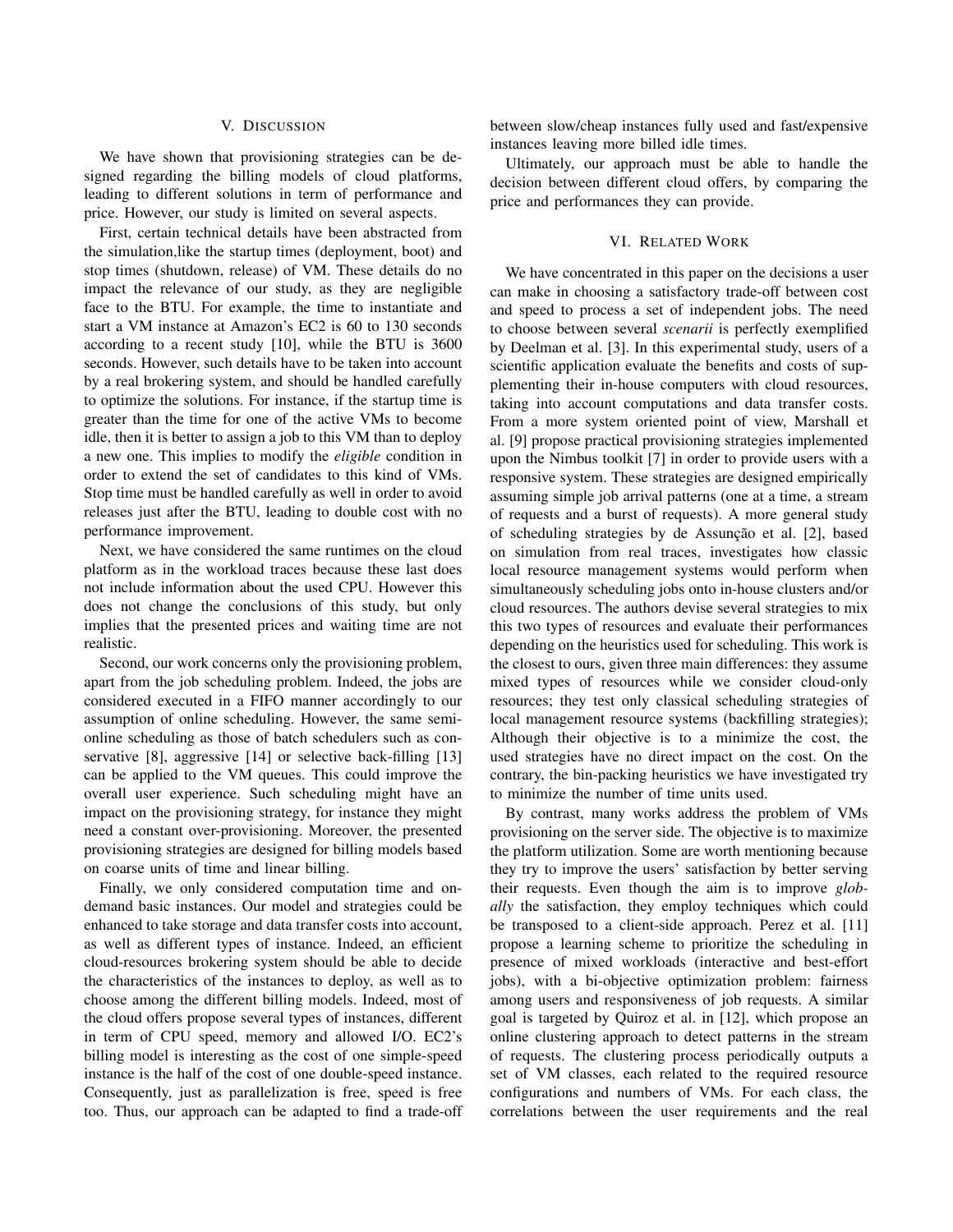## V. Discussion

We have shown that provisioning strategies can be designed regarding the billing models of cloud platforms, leading to different solutions in term of performance and price. However, our study is limited on several aspects.

First, certain technical details have been abstracted from the simulation,like the startup times (deployment, boot) and stop times (shutdown, release) of VM. These details do no impact the relevance of our study, as they are negligible face to the BTU. For example, the time to instantiate and start a VM instance at Amazon's EC2 is 60 to 130 seconds according to a recent study [10], while the BTU is 3600 seconds. However, such details have to be taken into account by a real brokering system, and should be handled carefully to optimize the solutions. For instance, if the startup time is greater than the time for one of the active VMs to become idle, then it is better to assign a job to this VM than to deploy a new one. This implies to modify the *eligible* condition in order to extend the set of candidates to this kind of VMs. Stop time must be handled carefully as well in order to avoid releases just after the BTU, leading to double cost with no performance improvement.

Next, we have considered the same runtimes on the cloud platform as in the workload traces because these last does not include information about the used CPU. However this does not change the conclusions of this study, but only implies that the presented prices and waiting time are not realistic.

Second, our work concerns only the provisioning problem, apart from the job scheduling problem. Indeed, the jobs are considered executed in a FIFO manner accordingly to our assumption of online scheduling. However, the same semi-online scheduling as those of batch schedulers such as conservative [8], aggressive [14] or selective back-filling [13] can be applied to the VM queues. This could improve the overall user experience. Such scheduling might have an impact on the provisioning strategy, for instance they might need a constant over-provisioning. Moreover, the presented provisioning strategies are designed for billing models based on coarse units of time and linear billing.

Finally, we only considered computation time and on-demand basic instances. Our model and strategies could be enhanced to take storage and data transfer costs into account, as well as different types of instance. Indeed, an efficient cloud-resources brokering system should be able to decide the characteristics of the instances to deploy, as well as to choose among the different billing models. Indeed, most of the cloud offers propose several types of instances, different in term of CPU speed, memory and allowed I/O. EC2's billing model is interesting as the cost of one simple-speed instance is the half of the cost of one double-speed instance. Consequently, just as parallelization is free, speed is free too. Thus, our approach can be adapted to find a trade-off between slow/cheap instances fully used and fast/expensive instances leaving more billed idle times.

Ultimately, our approach must be able to handle the decision between different cloud offers, by comparing the price and performances they can provide.

## VI. Related Work

We have concentrated in this paper on the decisions a user can make in choosing a satisfactory trade-off between cost and speed to process a set of independent jobs. The need to choose between several *scenarii* is perfectly exemplified by Deelman et al. [3]. In this experimental study, users of a scientific application evaluate the benefits and costs of supplementing their in-house computers with cloud resources, taking into account computations and data transfer costs. From a more system oriented point of view, Marshall et al. [9] propose practical provisioning strategies implemented upon the Nimbus toolkit [7] in order to provide users with a responsive system. These strategies are designed empirically assuming simple job arrival patterns (one at a time, a stream of requests and a burst of requests). A more general study of scheduling strategies by de Assunção et al. [2], based on simulation from real traces, investigates how classic local resource management systems would perform when simultaneously scheduling jobs onto in-house clusters and/or cloud resources. The authors devise several strategies to mix this two types of resources and evaluate their performances depending on the heuristics used for scheduling. This work is the closest to ours, given three main differences: they assume mixed types of resources while we consider cloud-only resources; they test only classical scheduling strategies of local management resource systems (backfilling strategies); Although their objective is to a minimize the cost, the used strategies have no direct impact on the cost. On the contrary, the bin-packing heuristics we have investigated try to minimize the number of time units used.

By contrast, many works address the problem of VMs provisioning on the server side. The objective is to maximize the platform utilization. Some are worth mentioning because they try to improve the users' satisfaction by better serving their requests. Even though the aim is to improve *globally* the satisfaction, they employ techniques which could be transposed to a client-side approach. Perez et al. [11] propose a learning scheme to prioritize the scheduling in presence of mixed workloads (interactive and best-effort jobs), with a bi-objective optimization problem: fairness among users and responsiveness of job requests. A similar goal is targeted by Quiroz et al. in [12], which propose an online clustering approach to detect patterns in the stream of requests. The clustering process periodically outputs a set of VM classes, each related to the required resource configurations and numbers of VMs. For each class, the correlations between the user requirements and the real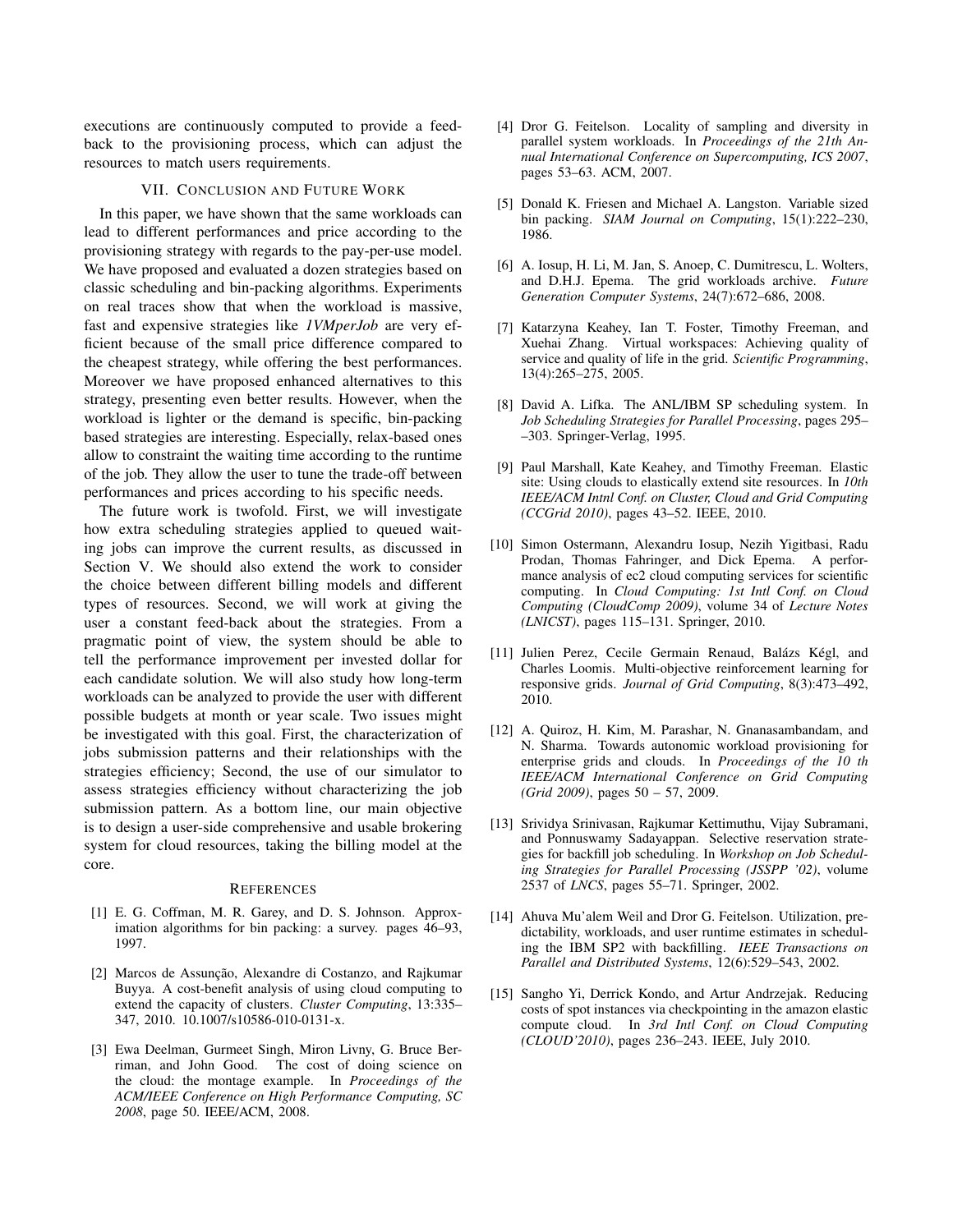executions are continuously computed to provide a feedback to the provisioning process, which can adjust the resources to match users requirements.

## VII. Conclusion and Future Work

In this paper, we have shown that the same workloads can lead to different performances and price according to the provisioning strategy with regards to the pay-per-use model. We have proposed and evaluated a dozen strategies based on classic scheduling and bin-packing algorithms. Experiments on real traces show that when the workload is massive, fast and expensive strategies like *1VMperJob* are very efficient because of the small price difference compared to the cheapest strategy, while offering the best performances. Moreover we have proposed enhanced alternatives to this strategy, presenting even better results. However, when the workload is lighter or the demand is specific, bin-packing based strategies are interesting. Especially, relax-based ones allow to constraint the waiting time according to the runtime of the job. They allow the user to tune the trade-off between performances and prices according to his specific needs.

The future work is twofold. First, we will investigate how extra scheduling strategies applied to queued waiting jobs can improve the current results, as discussed in Section V. We should also extend the work to consider the choice between different billing models and different types of resources. Second, we will work at giving the user a constant feed-back about the strategies. From a pragmatic point of view, the system should be able to tell the performance improvement per invested dollar for each candidate solution. We will also study how long-term workloads can be analyzed to provide the user with different possible budgets at month or year scale. Two issues might be investigated with this goal. First, the characterization of jobs submission patterns and their relationships with the strategies efficiency; Second, the use of our simulator to assess strategies efficiency without characterizing the job submission pattern. As a bottom line, our main objective is to design a user-side comprehensive and usable brokering system for cloud resources, taking the billing model at the core.

## References

[1] E. G. Coffman, M. R. Garey, and D. S. Johnson. Approximation algorithms for bin packing: a survey. pages 46–93, 1997.

[2] Marcos de Assunção, Alexandre di Costanzo, and Rajkumar Buyya. A cost-benefit analysis of using cloud computing to extend the capacity of clusters. *Cluster Computing*, 13:335–347, 2010. 10.1007/s10586-010-0131-x.

[3] Ewa Deelman, Gurmeet Singh, Miron Livny, G. Bruce Berriman, and John Good. The cost of doing science on the cloud: the montage example. In *Proceedings of the ACM/IEEE Conference on High Performance Computing, SC 2008*, page 50. IEEE/ACM, 2008.

[4] Dror G. Feitelson. Locality of sampling and diversity in parallel system workloads. In *Proceedings of the 21th Annual International Conference on Supercomputing, ICS 2007*, pages 53–63. ACM, 2007.

[5] Donald K. Friesen and Michael A. Langston. Variable sized bin packing. *SIAM Journal on Computing*, 15(1):222–230, 1986.

[6] A. Iosup, H. Li, M. Jan, S. Anoep, C. Dumitrescu, L. Wolters, and D.H.J. Epema. The grid workloads archive. *Future Generation Computer Systems*, 24(7):672–686, 2008.

[7] Katarzyna Keahey, Ian T. Foster, Timothy Freeman, and Xuehai Zhang. Virtual workspaces: Achieving quality of service and quality of life in the grid. *Scientific Programming*, 13(4):265–275, 2005.

[8] David A. Lifka. The ANL/IBM SP scheduling system. In *Job Scheduling Strategies for Parallel Processing*, pages 295––303. Springer-Verlag, 1995.

[9] Paul Marshall, Kate Keahey, and Timothy Freeman. Elastic site: Using clouds to elastically extend site resources. In *10th IEEE/ACM Intnl Conf. on Cluster, Cloud and Grid Computing (CCGrid 2010)*, pages 43–52. IEEE, 2010.

[10] Simon Ostermann, Alexandru Iosup, Nezih Yigitbasi, Radu Prodan, Thomas Fahringer, and Dick Epema. A performance analysis of ec2 cloud computing services for scientific computing. In *Cloud Computing: 1st Intl Conf. on Cloud Computing (CloudComp 2009)*, volume 34 of *Lecture Notes (LNICST)*, pages 115–131. Springer, 2010.

[11] Julien Perez, Cecile Germain Renaud, Balázs Kégl, and Charles Loomis. Multi-objective reinforcement learning for responsive grids. *Journal of Grid Computing*, 8(3):473–492, 2010.

[12] A. Quiroz, H. Kim, M. Parashar, N. Gnanasambandam, and N. Sharma. Towards autonomic workload provisioning for enterprise grids and clouds. In *Proceedings of the 10 th IEEE/ACM International Conference on Grid Computing (Grid 2009)*, pages 50 – 57, 2009.

[13] Srividya Srinivasan, Rajkumar Kettimuthu, Vijay Subramani, and Ponnuswamy Sadayappan. Selective reservation strategies for backfill job scheduling. In *Workshop on Job Scheduling Strategies for Parallel Processing (JSSPP '02)*, volume 2537 of *LNCS*, pages 55–71. Springer, 2002.

[14] Ahuva Mu'alem Weil and Dror G. Feitelson. Utilization, predictability, workloads, and user runtime estimates in scheduling the IBM SP2 with backfilling. *IEEE Transactions on Parallel and Distributed Systems*, 12(6):529–543, 2002.

[15] Sangho Yi, Derrick Kondo, and Artur Andrzejak. Reducing costs of spot instances via checkpointing in the amazon elastic compute cloud. In *3rd Intl Conf. on Cloud Computing (CLOUD'2010)*, pages 236–243. IEEE, July 2010.